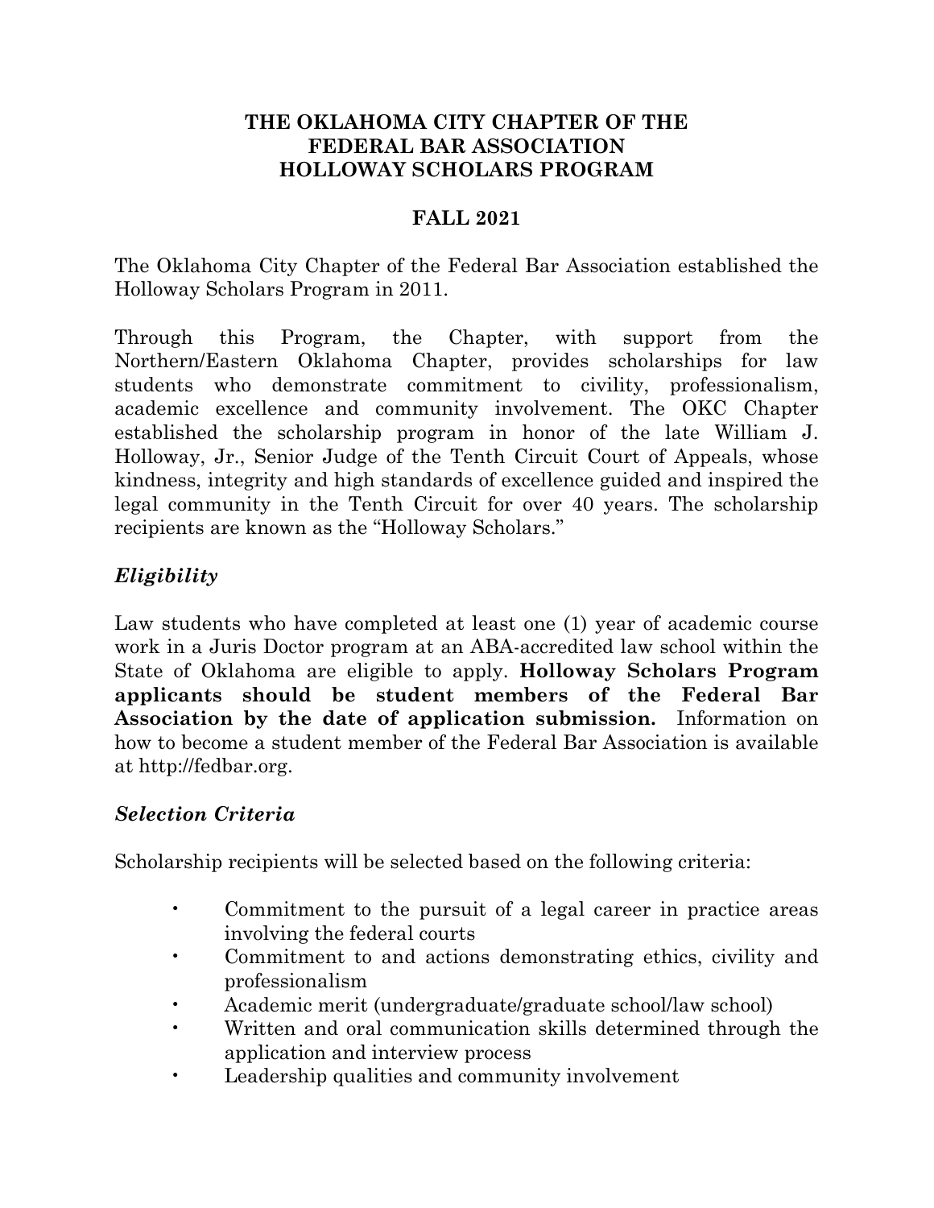# THE OKLAHOMA CITY CHAPTER OF THE FEDERAL BAR ASSOCIATION HOLLOWAY SCHOLARS PROGRAM

## FALL 2021

The Oklahoma City Chapter of the Federal Bar Association established the Holloway Scholars Program in 2011.

Through this Program, the Chapter, with support from the Northern/Eastern Oklahoma Chapter, provides scholarships for law students who demonstrate commitment to civility, professionalism, academic excellence and community involvement. The OKC Chapter established the scholarship program in honor of the late William J. Holloway, Jr., Senior Judge of the Tenth Circuit Court of Appeals, whose kindness, integrity and high standards of excellence guided and inspired the legal community in the Tenth Circuit for over 40 years. The scholarship recipients are known as the "Holloway Scholars."

### *Eligibility*

Law students who have completed at least one (1) year of academic course work in a Juris Doctor program at an ABA-accredited law school within the State of Oklahoma are eligible to apply. **Holloway Scholars Program applicants should be student members of the Federal Bar Association by the date of application submission.** Information on how to become a student member of the Federal Bar Association is available at http://fedbar.org.

### *Selection Criteria*

Scholarship recipients will be selected based on the following criteria:

- Commitment to the pursuit of a legal career in practice areas involving the federal courts
- Commitment to and actions demonstrating ethics, civility and professionalism
- Academic merit (undergraduate/graduate school/law school)
- Written and oral communication skills determined through the application and interview process
- Leadership qualities and community involvement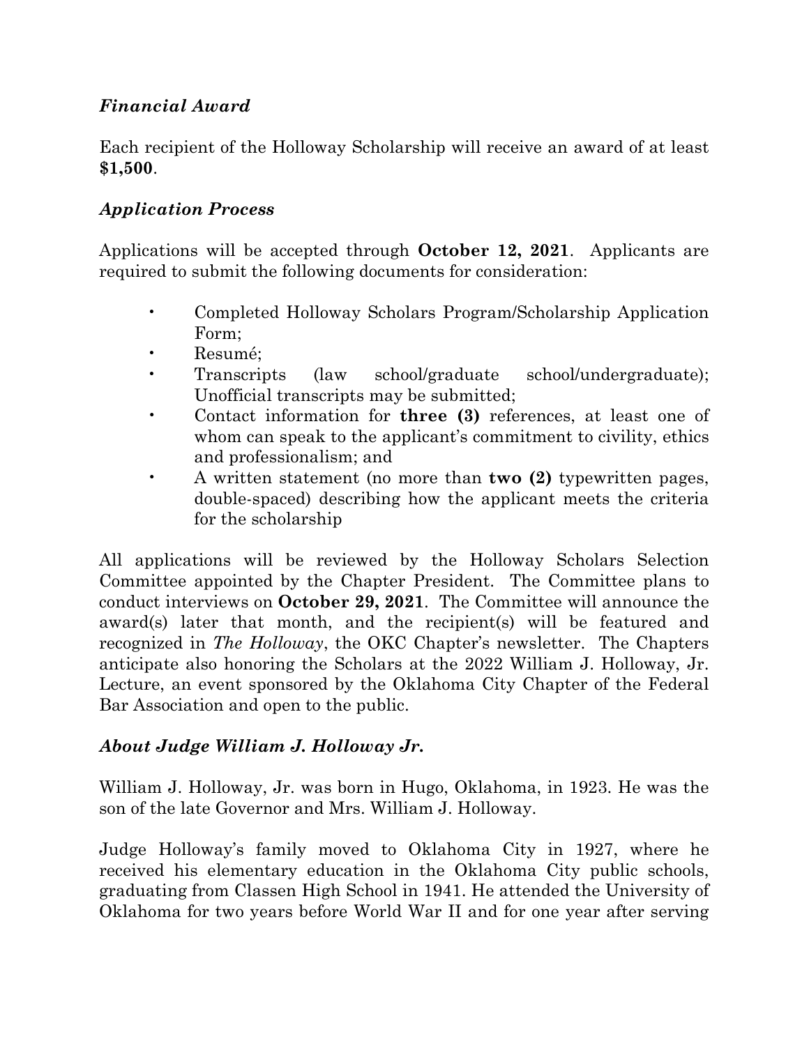### *Financial Award*

Each recipient of the Holloway Scholarship will receive an award of at least **$1,500**.

### *Application Process*

Applications will be accepted through **October 12, 2021**. Applicants are required to submit the following documents for consideration:

- Completed Holloway Scholars Program/Scholarship Application Form;
- Resumé;
- Transcripts (law school/graduate school/undergraduate); Unofficial transcripts may be submitted;
- Contact information for **three (3)** references, at least one of whom can speak to the applicant's commitment to civility, ethics and professionalism; and
- A written statement (no more than **two (2)** typewritten pages, double-spaced) describing how the applicant meets the criteria for the scholarship

All applications will be reviewed by the Holloway Scholars Selection Committee appointed by the Chapter President. The Committee plans to conduct interviews on **October 29, 2021**. The Committee will announce the award(s) later that month, and the recipient(s) will be featured and recognized in *The Holloway*, the OKC Chapter's newsletter. The Chapters anticipate also honoring the Scholars at the 2022 William J. Holloway, Jr. Lecture, an event sponsored by the Oklahoma City Chapter of the Federal Bar Association and open to the public.

### *About Judge William J. Holloway Jr.*

William J. Holloway, Jr. was born in Hugo, Oklahoma, in 1923. He was the son of the late Governor and Mrs. William J. Holloway.

Judge Holloway's family moved to Oklahoma City in 1927, where he received his elementary education in the Oklahoma City public schools, graduating from Classen High School in 1941. He attended the University of Oklahoma for two years before World War II and for one year after serving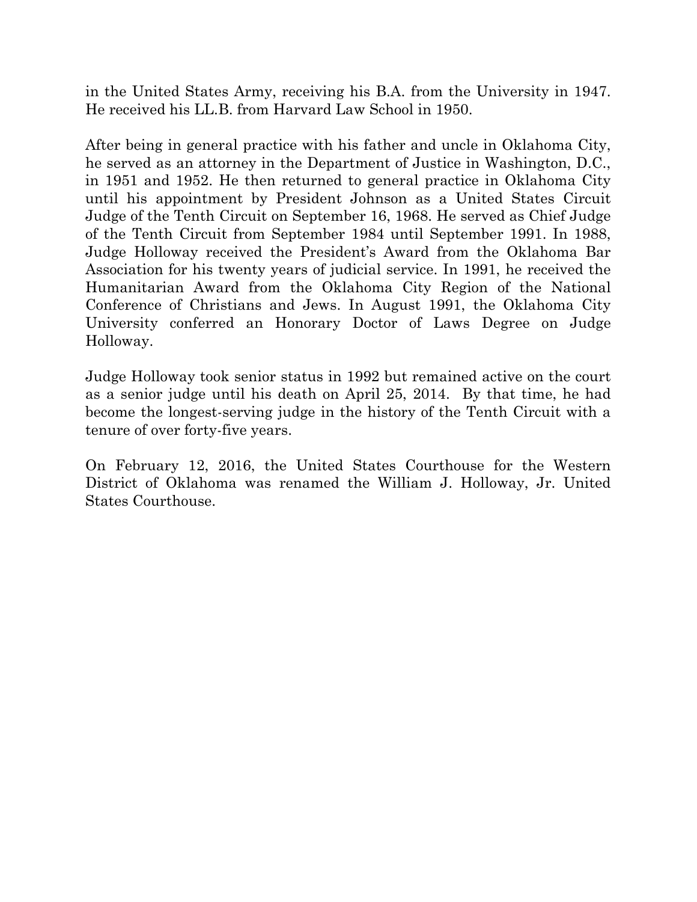in the United States Army, receiving his B.A. from the University in 1947. He received his LL.B. from Harvard Law School in 1950.

After being in general practice with his father and uncle in Oklahoma City, he served as an attorney in the Department of Justice in Washington, D.C., in 1951 and 1952. He then returned to general practice in Oklahoma City until his appointment by President Johnson as a United States Circuit Judge of the Tenth Circuit on September 16, 1968. He served as Chief Judge of the Tenth Circuit from September 1984 until September 1991. In 1988, Judge Holloway received the President's Award from the Oklahoma Bar Association for his twenty years of judicial service. In 1991, he received the Humanitarian Award from the Oklahoma City Region of the National Conference of Christians and Jews. In August 1991, the Oklahoma City University conferred an Honorary Doctor of Laws Degree on Judge Holloway.

Judge Holloway took senior status in 1992 but remained active on the court as a senior judge until his death on April 25, 2014. By that time, he had become the longest-serving judge in the history of the Tenth Circuit with a tenure of over forty-five years.

On February 12, 2016, the United States Courthouse for the Western District of Oklahoma was renamed the William J. Holloway, Jr. United States Courthouse.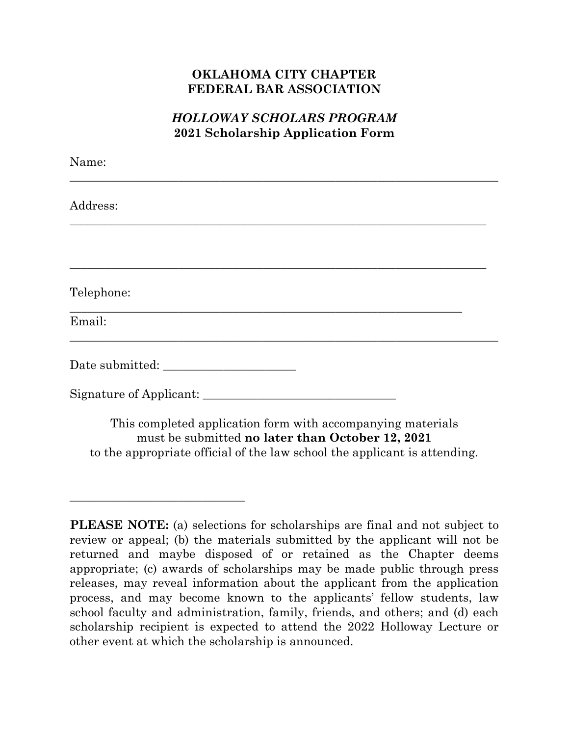**OKLAHOMA CITY CHAPTER**
**FEDERAL BAR ASSOCIATION**

***HOLLOWAY SCHOLARS PROGRAM***
**2021 Scholarship Application Form**

Name:
______________________________________________________________________

Address:
____________________________________________________________________

____________________________________________________________________

Telephone:
________________________________________________________________

Email:
______________________________________________________________________

Date submitted: ______________________

Signature of Applicant: ________________________________

This completed application form with accompanying materials must be submitted **no later than October 12, 2021** to the appropriate official of the law school the applicant is attending.

____________________________

**PLEASE NOTE:** (a) selections for scholarships are final and not subject to review or appeal; (b) the materials submitted by the applicant will not be returned and maybe disposed of or retained as the Chapter deems appropriate; (c) awards of scholarships may be made public through press releases, may reveal information about the applicant from the application process, and may become known to the applicants' fellow students, law school faculty and administration, family, friends, and others; and (d) each scholarship recipient is expected to attend the 2022 Holloway Lecture or other event at which the scholarship is announced.